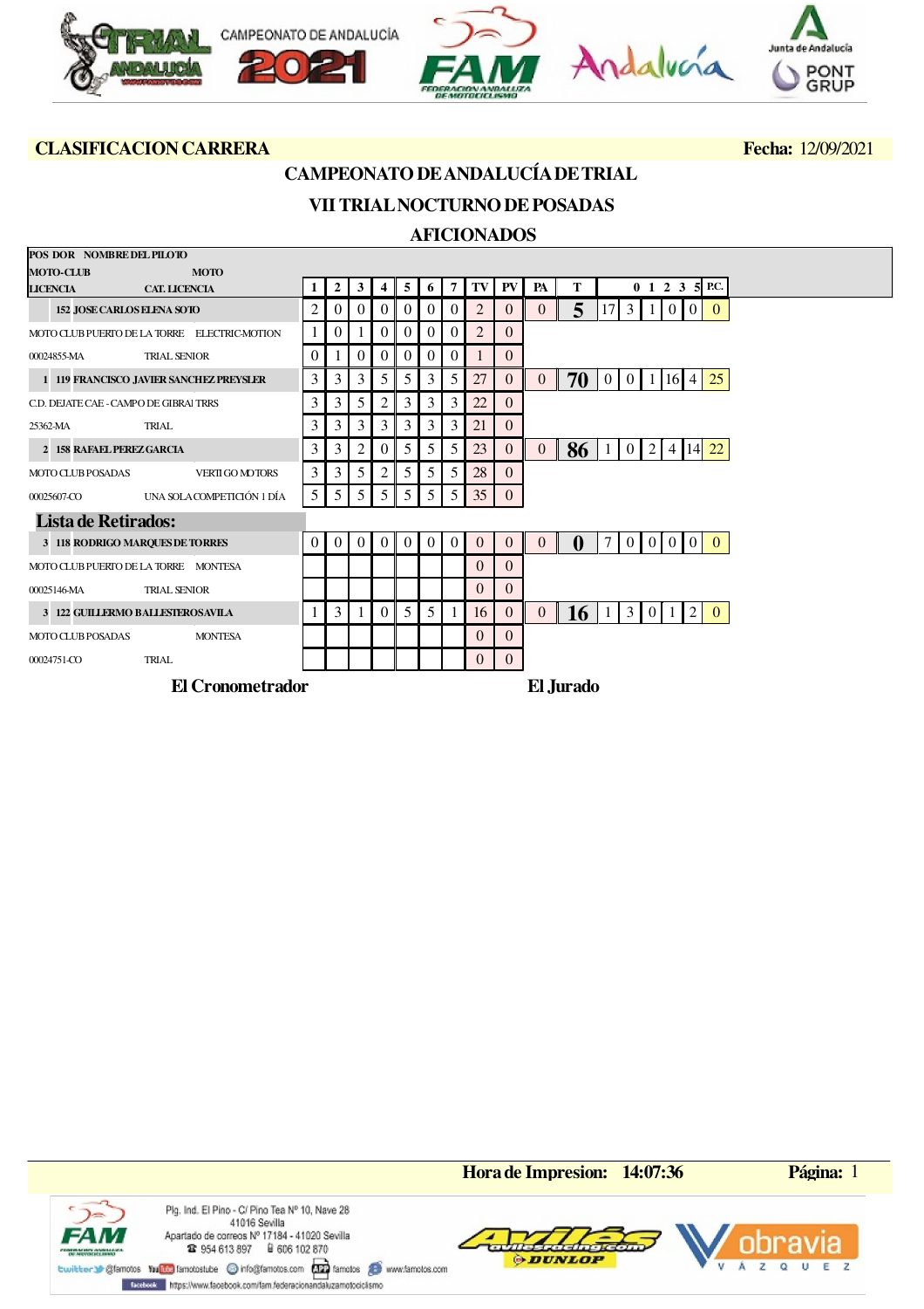CAMPEONATO DE ANDALUCÍA 2021

**CLASIFICACION CARRERA** — **Fecha:** 12/09/2021

# CAMPEONATO DE ANDALUCÍA DE TRIAL

## VII TRIAL NOCTURNO DE POSADAS

## AFICIONADOS

| POS DOR NOMBRE DEL PILOTO / MOTO-CLUB / LICENCIA | MOTO / CAT. LICENCIA | 1 | 2 | 3 | 4 | 5 | 6 | 7 | TV | PV | PA | T | 0 | 1 | 2 | 3 | 5 | P.C. |
|---|---|---|---|---|---|---|---|---|---|---|---|---|---|---|---|---|---|---|
| 152 JOSE CARLOS ELENA SOTO | | 2 | 0 | 0 | 0 | 0 | 0 | 0 | 2 | 0 | 0 | **5** | 17 | 3 | 1 | 0 | 0 | 0 |
| MOTO CLUB PUERTO DE LA TORRE | ELECTRIC-MOTION | 1 | 0 | 1 | 0 | 0 | 0 | 0 | 2 | 0 | | | | | | | | |
| 00024855-MA | TRIAL SENIOR | 0 | 1 | 0 | 0 | 0 | 0 | 0 | 1 | 0 | | | | | | | | |
| 1 119 FRANCISCO JAVIER SANCHEZ PREYSLER | | 3 | 3 | 3 | 5 | 5 | 3 | 5 | 27 | 0 | 0 | **70** | 0 | 0 | 1 | 16 | 4 | 25 |
| C.D. DEJATE CAE - CAMPO DE GIBRAI | TRRS | 3 | 3 | 5 | 2 | 3 | 3 | 3 | 22 | 0 | | | | | | | | |
| 25362-MA | TRIAL | 3 | 3 | 3 | 3 | 3 | 3 | 3 | 21 | 0 | | | | | | | | |
| 2 158 RAFAEL PEREZ GARCIA | | 3 | 3 | 2 | 0 | 5 | 5 | 5 | 23 | 0 | 0 | **86** | 1 | 0 | 2 | 4 | 14 | 22 |
| MOTO CLUB POSADAS | VERTIGO MOTORS | 3 | 3 | 5 | 2 | 5 | 5 | 5 | 28 | 0 | | | | | | | | |
| 00025607-CO | UNA SOLA COMPETICIÓN 1 DÍA | 5 | 5 | 5 | 5 | 5 | 5 | 5 | 35 | 0 | | | | | | | | |

**Lista de Retirados:**

| POS DOR NOMBRE DEL PILOTO / MOTO-CLUB / LICENCIA | MOTO / CAT. LICENCIA | 1 | 2 | 3 | 4 | 5 | 6 | 7 | TV | PV | PA | T | 0 | 1 | 2 | 3 | 5 | P.C. |
|---|---|---|---|---|---|---|---|---|---|---|---|---|---|---|---|---|---|---|
| 3 118 RODRIGO MARQUES DE TORRES | | 0 | 0 | 0 | 0 | 0 | 0 | 0 | 0 | 0 | 0 | **0** | 7 | 0 | 0 | 0 | 0 | 0 |
| MOTO CLUB PUERTO DE LA TORRE | MONTESA | | | | | | | | 0 | 0 | | | | | | | | |
| 00025146-MA | TRIAL SENIOR | | | | | | | | 0 | 0 | | | | | | | | |
| 3 122 GUILLERMO BALLESTEROS AVILA | | 1 | 3 | 1 | 0 | 5 | 5 | 1 | 16 | 0 | 0 | **16** | 1 | 3 | 0 | 1 | 2 | 0 |
| MOTO CLUB POSADAS | MONTESA | | | | | | | | 0 | 0 | | | | | | | | |
| 00024751-CO | TRIAL | | | | | | | | 0 | 0 | | | | | | | | |

**El Cronometrador** — **El Jurado**

**Hora de Impresion:** 14:07:36 — **Página:** 1

Plg. Ind. El Pino - C/ Pino Tea Nº 10, Nave 28
41016 Sevilla
Apartado de correos Nº 17184 - 41020 Sevilla
954 613 897 — 606 102 870
@famotos — famotostube — info@famotos.com — famotos — www.famotos.com
https://www.facebook.com/fam.federacionandaluzamotociclismo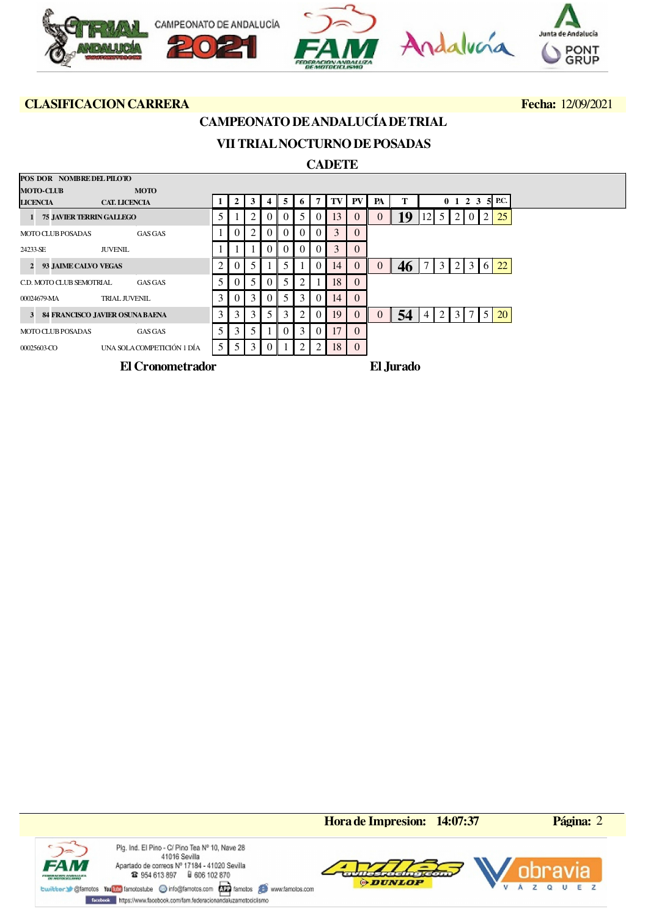**CLASIFICACION CARRERA** **Fecha:** 12/09/2021

## CAMPEONATO DE ANDALUCÍA DE TRIAL

## VII TRIAL NOCTURNO DE POSADAS

## CADETE

| POS DOR NOMBRE DEL PILOTO / MOTO-CLUB / LICENCIA | MOTO / CAT. LICENCIA | 1 | 2 | 3 | 4 | 5 | 6 | 7 | TV | PV | PA | T | 0 | 1 | 2 | 3 | 5 | P.C. |
|---|---|---|---|---|---|---|---|---|---|---|---|---|---|---|---|---|---|---|
| 1 75 JAVIER TERRIN GALLEGO | | 5 | 1 | 2 | 0 | 0 | 5 | 0 | 13 | 0 | 0 | 19 | 12 | 5 | 2 | 0 | 2 | 25 |
| MOTO CLUB POSADAS | GAS GAS | 1 | 0 | 2 | 0 | 0 | 0 | 0 | 3 | 0 | | | | | | | | |
| 24233-SE | JUVENIL | 1 | 1 | 1 | 0 | 0 | 0 | 0 | 3 | 0 | | | | | | | | |
| 2 93 JAIME CALVO VEGAS | | 2 | 0 | 5 | 1 | 5 | 1 | 0 | 14 | 0 | 0 | 46 | 7 | 3 | 2 | 3 | 6 | 22 |
| C.D. MOTO CLUB SEMOTRIAL | GAS GAS | 5 | 0 | 5 | 0 | 5 | 2 | 1 | 18 | 0 | | | | | | | | |
| 00024679-MA | TRIAL JUVENIL | 3 | 0 | 3 | 0 | 5 | 3 | 0 | 14 | 0 | | | | | | | | |
| 3 84 FRANCISCO JAVIER OSUNA BAENA | | 3 | 3 | 3 | 5 | 3 | 2 | 0 | 19 | 0 | 0 | 54 | 4 | 2 | 3 | 7 | 5 | 20 |
| MOTO CLUB POSADAS | GAS GAS | 5 | 3 | 5 | 1 | 0 | 3 | 0 | 17 | 0 | | | | | | | | |
| 00025603-CO | UNA SOLA COMPETICIÓN 1 DÍA | 5 | 5 | 3 | 0 | 1 | 2 | 2 | 18 | 0 | | | | | | | | |

**El Cronometrador** **El Jurado**

**Hora de Impresion:** 14:07:37

Plg. Ind. El Pino - C/ Pino Tea Nº 10, Nave 28
41016 Sevilla
Apartado de correos Nº 17184 - 41020 Sevilla
954 613 897 606 102 870
@famotos famotostube info@famotos.com famotos www.famotos.com
https://www.facebook.com/fam.federacionandaluzamotociclismo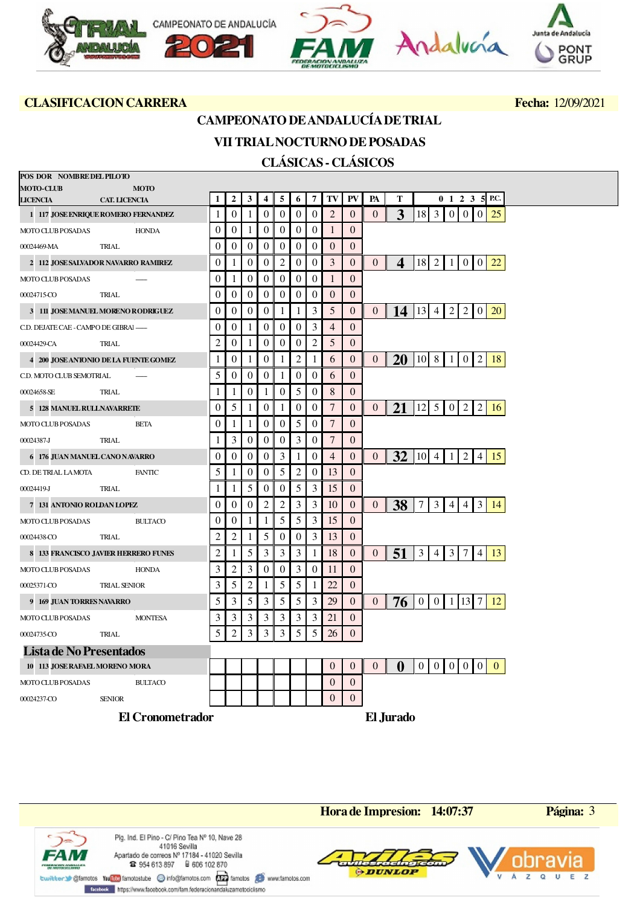CAMPEONATO DE ANDALUCÍA 2021

**CLASIFICACION CARRERA** — **Fecha:** 12/09/2021

## CAMPEONATO DE ANDALUCÍA DE TRIAL

## VII TRIAL NOCTURNO DE POSADAS

## CLÁSICAS - CLÁSICOS

| POS DOR NOMBRE DEL PILOTO / MOTO-CLUB / LICENCIA | MOTO / CAT. LICENCIA | 1 | 2 | 3 | 4 | 5 | 6 | 7 | TV | PV | PA | T | 0 | 1 | 2 | 3 | 5 | P.C. |
|---|---|---|---|---|---|---|---|---|---|---|---|---|---|---|---|---|---|---|
| 1 117 JOSE ENRIQUE ROMERO FERNANDEZ | | 1 | 0 | 1 | 0 | 0 | 0 | 0 | 2 | 0 | 0 | 3 | 18 | 3 | 0 | 0 | 0 | 25 |
| MOTO CLUB POSADAS | HONDA | 0 | 0 | 1 | 0 | 0 | 0 | 0 | 1 | 0 | | | | | | | | |
| 00024469-MA | TRIAL | 0 | 0 | 0 | 0 | 0 | 0 | 0 | 0 | 0 | | | | | | | | |
| 2 112 JOSE SALVADOR NAVARRO RAMIREZ | | 0 | 1 | 0 | 0 | 2 | 0 | 0 | 3 | 0 | 0 | 4 | 18 | 2 | 1 | 0 | 0 | 22 |
| MOTO CLUB POSADAS | ---- | 0 | 1 | 0 | 0 | 0 | 0 | 0 | 1 | 0 | | | | | | | | |
| 00024715-CO | TRIAL | 0 | 0 | 0 | 0 | 0 | 0 | 0 | 0 | 0 | | | | | | | | |
| 3 111 JOSE MANUEL MORENO RODRIGUEZ | | 0 | 0 | 0 | 0 | 1 | 1 | 3 | 5 | 0 | 0 | 14 | 13 | 4 | 2 | 2 | 0 | 20 |
| C.D. DEJATE CAE - CAMPO DE GIBRAI | ---- | 0 | 0 | 1 | 0 | 0 | 0 | 3 | 4 | 0 | | | | | | | | |
| 00024429-CA | TRIAL | 2 | 0 | 1 | 0 | 0 | 0 | 2 | 5 | 0 | | | | | | | | |
| 4 200 JOSE ANTONIO DE LA FUENTE GOMEZ | | 1 | 0 | 1 | 0 | 1 | 2 | 1 | 6 | 0 | 0 | 20 | 10 | 8 | 1 | 0 | 2 | 18 |
| C.D. MOTO CLUB SEMOTRIAL | ---- | 5 | 0 | 0 | 0 | 1 | 0 | 0 | 6 | 0 | | | | | | | | |
| 00024658-SE | TRIAL | 1 | 1 | 0 | 1 | 0 | 5 | 0 | 8 | 0 | | | | | | | | |
| 5 128 MANUEL RULL NAVARRETE | | 0 | 5 | 1 | 0 | 1 | 0 | 0 | 7 | 0 | 0 | 21 | 12 | 5 | 0 | 2 | 2 | 16 |
| MOTO CLUB POSADAS | BETA | 0 | 1 | 1 | 0 | 0 | 5 | 0 | 7 | 0 | | | | | | | | |
| 00024387-J | TRIAL | 1 | 3 | 0 | 0 | 0 | 3 | 0 | 7 | 0 | | | | | | | | |
| 6 176 JUAN MANUEL CANO NAVARRO | | 0 | 0 | 0 | 0 | 3 | 1 | 0 | 4 | 0 | 0 | 32 | 10 | 4 | 1 | 2 | 4 | 15 |
| CD. DE TRIAL LA MOTA | FANTIC | 5 | 1 | 0 | 0 | 5 | 2 | 0 | 13 | 0 | | | | | | | | |
| 00024419-J | TRIAL | 1 | 1 | 5 | 0 | 0 | 5 | 3 | 15 | 0 | | | | | | | | |
| 7 131 ANTONIO ROLDAN LOPEZ | | 0 | 0 | 0 | 2 | 2 | 3 | 3 | 10 | 0 | 0 | 38 | 7 | 3 | 4 | 4 | 3 | 14 |
| MOTO CLUB POSADAS | BULTACO | 0 | 0 | 1 | 1 | 5 | 5 | 3 | 15 | 0 | | | | | | | | |
| 00024438-CO | TRIAL | 2 | 2 | 1 | 5 | 0 | 0 | 3 | 13 | 0 | | | | | | | | |
| 8 133 FRANCISCO JAVIER HERRERO FUNES | | 2 | 1 | 5 | 3 | 3 | 3 | 1 | 18 | 0 | 0 | 51 | 3 | 4 | 3 | 7 | 4 | 13 |
| MOTO CLUB POSADAS | HONDA | 3 | 2 | 3 | 0 | 0 | 3 | 0 | 11 | 0 | | | | | | | | |
| 00025371-CO | TRIAL SENIOR | 3 | 5 | 2 | 1 | 5 | 5 | 1 | 22 | 0 | | | | | | | | |
| 9 169 JUAN TORRES NAVARRO | | 5 | 3 | 5 | 3 | 5 | 5 | 3 | 29 | 0 | 0 | 76 | 0 | 0 | 1 | 13 | 7 | 12 |
| MOTO CLUB POSADAS | MONTESA | 3 | 3 | 3 | 3 | 3 | 3 | 3 | 21 | 0 | | | | | | | | |
| 00024735-CO | TRIAL | 5 | 2 | 3 | 3 | 3 | 5 | 5 | 26 | 0 | | | | | | | | |

### Lista de No Presentados

| POS DOR NOMBRE DEL PILOTO / MOTO-CLUB / LICENCIA | MOTO / CAT. LICENCIA | 1 | 2 | 3 | 4 | 5 | 6 | 7 | TV | PV | PA | T | 0 | 1 | 2 | 3 | 5 | P.C. |
|---|---|---|---|---|---|---|---|---|---|---|---|---|---|---|---|---|---|---|
| 10 113 JOSE RAFAEL MORENO MORA | | | | | | | | | 0 | 0 | 0 | 0 | 0 | 0 | 0 | 0 | 0 | 0 |
| MOTO CLUB POSADAS | BULTACO | | | | | | | | 0 | 0 | | | | | | | | |
| 00024237-CO | SENIOR | | | | | | | | 0 | 0 | | | | | | | | |

**El Cronometrador** — **El Jurado**

**Hora de Impresion:** 14:07:37

Plg. Ind. El Pino - C/ Pino Tea Nº 10, Nave 28
41016 Sevilla
Apartado de correos Nº 17184 - 41020 Sevilla
954 613 897 — 606 102 870
@famotos — famotostube — info@famotos.com — famotos — www.famotos.com
https://www.facebook.com/fam.federacionandaluzamotociclismo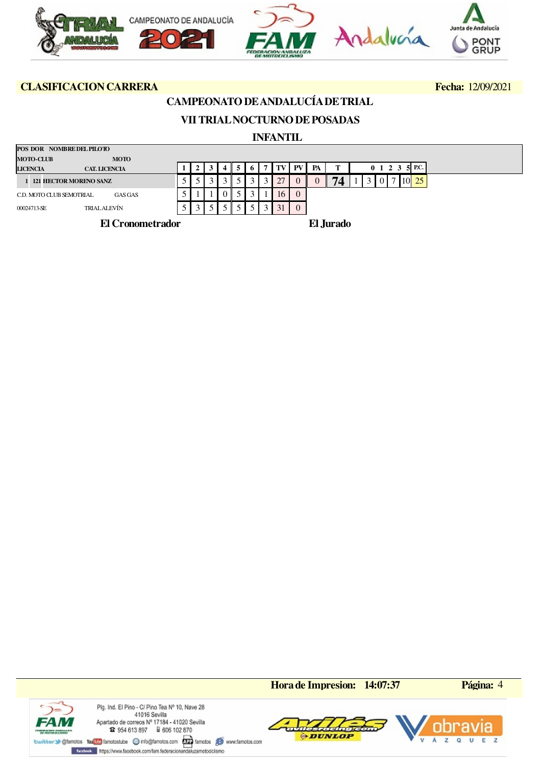**CLASIFICACION CARRERA** **Fecha:** 12/09/2021

## CAMPEONATO DE ANDALUCÍA DE TRIAL

## VII TRIAL NOCTURNO DE POSADAS

## INFANTIL

| POS DOR NOMBRE DEL PILOTO / MOTO-CLUB / LICENCIA | MOTO / CAT. LICENCIA | 1 | 2 | 3 | 4 | 5 | 6 | 7 | TV | PV | PA | T | 0 | 1 | 2 | 3 | 5 | P.C. |
|---|---|---|---|---|---|---|---|---|---|---|---|---|---|---|---|---|---|---|
| 1 121 HECTOR MORENO SANZ | | 5 | 5 | 3 | 3 | 5 | 3 | 3 | 27 | 0 | 0 | 74 | 1 | 3 | 0 | 7 | 10 | 25 |
| C.D. MOTO CLUB SEMOTRIAL | GAS GAS | 5 | 1 | 1 | 0 | 5 | 3 | 1 | 16 | 0 | | | | | | | | |
| 00024713-SE | TRIAL ALEVÍN | 5 | 3 | 5 | 5 | 5 | 5 | 3 | 31 | 0 | | | | | | | | |

**El Cronometrador** **El Jurado**

**Hora de Impresion:** 14:07:37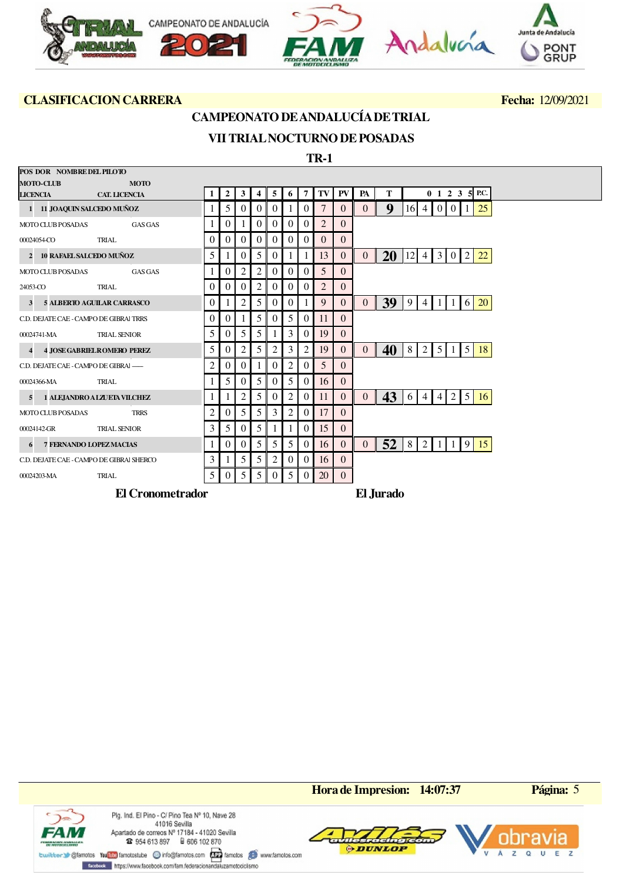CAMPEONATO DE ANDALUCÍA 2021

**CLASIFICACION CARRERA** — **Fecha:** 12/09/2021

## CAMPEONATO DE ANDALUCÍA DE TRIAL

## VII TRIAL NOCTURNO DE POSADAS

### TR-1

| POS DOR NOMBRE DEL PILOTO / MOTO-CLUB MOTO / LICENCIA CAT. LICENCIA | 1 | 2 | 3 | 4 | 5 | 6 | 7 | TV | PV | PA | T | 0 | 1 | 2 | 3 | 5 | P.C. |
|---|---|---|---|---|---|---|---|---|---|---|---|---|---|---|---|---|---|
| 1 11 JOAQUIN SALCEDO MUÑOZ | 1 | 5 | 0 | 0 | 0 | 1 | 0 | 7 | 0 | 0 | 9 | 16 | 4 | 0 | 0 | 1 | 25 |
| MOTO CLUB POSADAS GAS GAS | 1 | 0 | 1 | 0 | 0 | 0 | 0 | 2 | 0 | | | | | | | | |
| 00024054-CO TRIAL | 0 | 0 | 0 | 0 | 0 | 0 | 0 | 0 | 0 | | | | | | | | |
| 2 10 RAFAEL SALCEDO MUÑOZ | 5 | 1 | 0 | 5 | 0 | 1 | 1 | 13 | 0 | 0 | 20 | 12 | 4 | 3 | 0 | 2 | 22 |
| MOTO CLUB POSADAS GAS GAS | 1 | 0 | 2 | 2 | 0 | 0 | 0 | 5 | 0 | | | | | | | | |
| 24053-CO TRIAL | 0 | 0 | 0 | 2 | 0 | 0 | 0 | 2 | 0 | | | | | | | | |
| 3 5 ALBERTO AGUILAR CARRASCO | 0 | 1 | 2 | 5 | 0 | 0 | 1 | 9 | 0 | 0 | 39 | 9 | 4 | 1 | 1 | 6 | 20 |
| C.D. DEJATE CAE - CAMPO DE GIBRAI TRRS | 0 | 0 | 1 | 5 | 0 | 5 | 0 | 11 | 0 | | | | | | | | |
| 00024741-MA TRIAL SENIOR | 5 | 0 | 5 | 5 | 1 | 3 | 0 | 19 | 0 | | | | | | | | |
| 4 4 JOSE GABRIEL ROMERO PEREZ | 5 | 0 | 2 | 5 | 2 | 3 | 2 | 19 | 0 | 0 | 40 | 8 | 2 | 5 | 1 | 5 | 18 |
| C.D. DEJATE CAE - CAMPO DE GIBRAI — | 2 | 0 | 0 | 1 | 0 | 2 | 0 | 5 | 0 | | | | | | | | |
| 00024366-MA TRIAL | 1 | 5 | 0 | 5 | 0 | 5 | 0 | 16 | 0 | | | | | | | | |
| 5 1 ALEJANDRO ALZUETA VILCHEZ | 1 | 1 | 2 | 5 | 0 | 2 | 0 | 11 | 0 | 0 | 43 | 6 | 4 | 4 | 2 | 5 | 16 |
| MOTO CLUB POSADAS TRRS | 2 | 0 | 5 | 5 | 3 | 2 | 0 | 17 | 0 | | | | | | | | |
| 00024142-GR TRIAL SENIOR | 3 | 5 | 0 | 5 | 1 | 1 | 0 | 15 | 0 | | | | | | | | |
| 6 7 FERNANDO LOPEZ MACIAS | 1 | 0 | 0 | 5 | 5 | 5 | 0 | 16 | 0 | 0 | 52 | 8 | 2 | 1 | 1 | 9 | 15 |
| C.D. DEJATE CAE - CAMPO DE GIBRAI SHERCO | 3 | 1 | 5 | 5 | 2 | 0 | 0 | 16 | 0 | | | | | | | | |
| 00024203-MA TRIAL | 5 | 0 | 5 | 5 | 0 | 5 | 0 | 20 | 0 | | | | | | | | |

**El Cronometrador** — **El Jurado**

**Hora de Impresion:** 14:07:37 — **Página:** 5

Plg. Ind. El Pino - C/ Pino Tea Nº 10, Nave 28
41016 Sevilla
Apartado de correos Nº 17184 - 41020 Sevilla
☎ 954 613 897 · 606 102 870
@famotos · famotostube · info@famotos.com · famotos · www.famotos.com
https://www.facebook.com/fam.federacionandaluzamotociclismo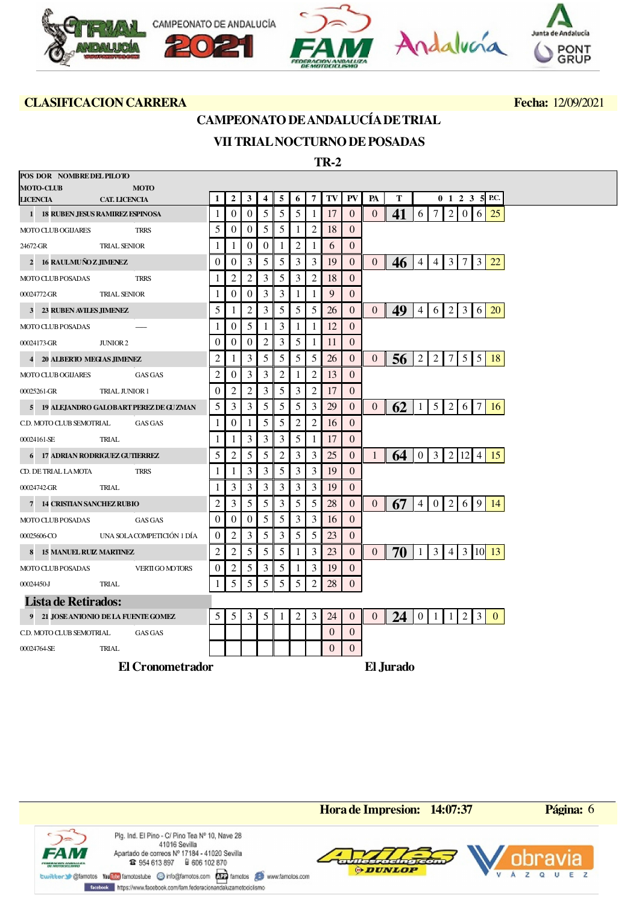**CLASIFICACION CARRERA** — **Fecha:** 12/09/2021

## CAMPEONATO DE ANDALUCÍA DE TRIAL

## VII TRIAL NOCTURNO DE POSADAS

### TR-2

| POS DOR NOMBRE DEL PILOTO / MOTO-CLUB / LICENCIA | MOTO / CAT. LICENCIA | 1 | 2 | 3 | 4 | 5 | 6 | 7 | TV | PV | PA | T | 0 | 1 | 2 | 3 | 5 | P.C. |
|---|---|---|---|---|---|---|---|---|---|---|---|---|---|---|---|---|---|---|
| 1 18 RUBEN JESUS RAMIREZ ESPINOSA | | 1 | 0 | 0 | 5 | 5 | 5 | 1 | 17 | 0 | 0 | 41 | 6 | 7 | 2 | 0 | 6 | 25 |
| MOTO CLUB OGIJARES | TRRS | 5 | 0 | 0 | 5 | 5 | 1 | 2 | 18 | 0 | | | | | | | | |
| 24672-GR | TRIAL SENIOR | 1 | 1 | 0 | 0 | 1 | 2 | 1 | 6 | 0 | | | | | | | | |
| 2 16 RAUL MUÑOZ JIMENEZ | | 0 | 0 | 3 | 5 | 5 | 3 | 3 | 19 | 0 | 0 | 46 | 4 | 4 | 3 | 7 | 3 | 22 |
| MOTO CLUB POSADAS | TRRS | 1 | 2 | 2 | 3 | 5 | 3 | 2 | 18 | 0 | | | | | | | | |
| 00024772-GR | TRIAL SENIOR | 1 | 0 | 0 | 3 | 3 | 1 | 1 | 9 | 0 | | | | | | | | |
| 3 23 RUBEN AVILES JIMENEZ | | 5 | 1 | 2 | 3 | 5 | 5 | 5 | 26 | 0 | 0 | 49 | 4 | 6 | 2 | 3 | 6 | 20 |
| MOTO CLUB POSADAS | ---- | 1 | 0 | 5 | 1 | 3 | 1 | 1 | 12 | 0 | | | | | | | | |
| 00024173-GR | JUNIOR 2 | 0 | 0 | 0 | 2 | 3 | 5 | 1 | 11 | 0 | | | | | | | | |
| 4 20 ALBERTO MEGIAS JIMENEZ | | 2 | 1 | 3 | 5 | 5 | 5 | 5 | 26 | 0 | 0 | 56 | 2 | 2 | 7 | 5 | 5 | 18 |
| MOTO CLUB OGIJARES | GAS GAS | 2 | 0 | 3 | 3 | 2 | 1 | 2 | 13 | 0 | | | | | | | | |
| 00025261-GR | TRIAL JUNIOR 1 | 0 | 2 | 2 | 3 | 5 | 3 | 2 | 17 | 0 | | | | | | | | |
| 5 19 ALEJANDRO GALOBART PEREZ DE GUZMAN | | 5 | 3 | 3 | 5 | 5 | 5 | 3 | 29 | 0 | 0 | 62 | 1 | 5 | 2 | 6 | 7 | 16 |
| C.D. MOTO CLUB SEMOTRIAL | GAS GAS | 1 | 0 | 1 | 5 | 5 | 2 | 2 | 16 | 0 | | | | | | | | |
| 00024161-SE | TRIAL | 1 | 1 | 3 | 3 | 3 | 5 | 1 | 17 | 0 | | | | | | | | |
| 6 17 ADRIAN RODRIGUEZ GUTIERREZ | | 5 | 2 | 5 | 5 | 2 | 3 | 3 | 25 | 0 | 1 | 64 | 0 | 3 | 2 | 12 | 4 | 15 |
| CD. DE TRIAL LA MOTA | TRRS | 1 | 1 | 3 | 3 | 5 | 3 | 3 | 19 | 0 | | | | | | | | |
| 00024742-GR | TRIAL | 1 | 3 | 3 | 3 | 3 | 3 | 3 | 19 | 0 | | | | | | | | |
| 7 14 CRISTIAN SANCHEZ RUBIO | | 2 | 3 | 5 | 5 | 3 | 5 | 5 | 28 | 0 | 0 | 67 | 4 | 0 | 2 | 6 | 9 | 14 |
| MOTO CLUB POSADAS | GAS GAS | 0 | 0 | 0 | 5 | 5 | 3 | 3 | 16 | 0 | | | | | | | | |
| 00025606-CO | UNA SOLA COMPETICIÓN 1 DÍA | 0 | 2 | 3 | 5 | 3 | 5 | 5 | 23 | 0 | | | | | | | | |
| 8 15 MANUEL RUIZ MARTINEZ | | 2 | 2 | 5 | 5 | 5 | 1 | 3 | 23 | 0 | 0 | 70 | 1 | 3 | 4 | 3 | 10 | 13 |
| MOTO CLUB POSADAS | VERTIGO MOTORS | 0 | 2 | 5 | 3 | 5 | 1 | 3 | 19 | 0 | | | | | | | | |
| 00024450-J | TRIAL | 1 | 5 | 5 | 5 | 5 | 5 | 2 | 28 | 0 | | | | | | | | |
| **Lista de Retirados:** | | | | | | | | | | | | | | | | | | |
| 9 21 JOSE ANTONIO DE LA FUENTE GOMEZ | | 5 | 5 | 3 | 5 | 1 | 2 | 3 | 24 | 0 | 0 | 24 | 0 | 1 | 1 | 2 | 3 | 0 |
| C.D. MOTO CLUB SEMOTRIAL | GAS GAS | | | | | | | | 0 | 0 | | | | | | | | |
| 00024764-SE | TRIAL | | | | | | | | 0 | 0 | | | | | | | | |

**El Cronometrador** — **El Jurado**

**Hora de Impresion:** 14:07:37

Plg. Ind. El Pino - C/ Pino Tea Nº 10, Nave 28
41016 Sevilla
Apartado de correos Nº 17184 - 41020 Sevilla
954 613 897 — 606 102 870
@famotos — famotostube — info@famotos.com — famotos — www.famotos.com
https://www.facebook.com/fam.federacionandaluzamotociclismo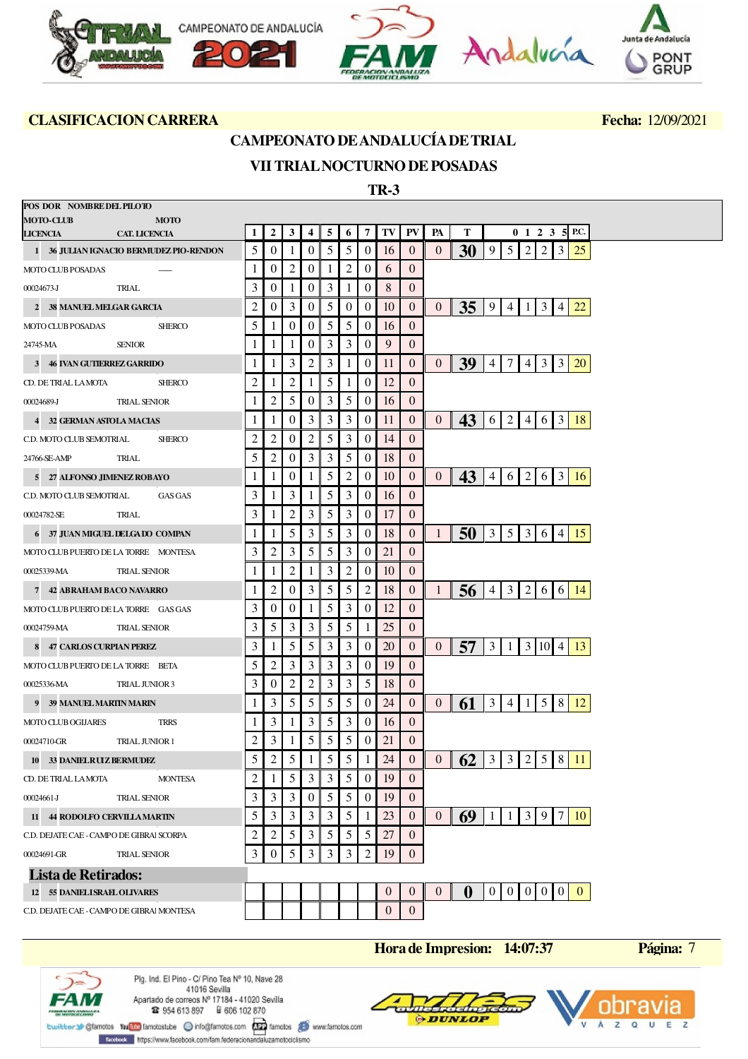**CLASIFICACION CARRERA** — **Fecha:** 12/09/2021

## CAMPEONATO DE ANDALUCÍA DE TRIAL

## VII TRIAL NOCTURNO DE POSADAS

### TR-3

| POS DOR NOMBRE DEL PILOTO / MOTO-CLUB / LICENCIA | MOTO / CAT. LICENCIA | 1 | 2 | 3 | 4 | 5 | 6 | 7 | TV | PV | PA | T | 0 | 1 | 2 | 3 | 5 | P.C. |
|---|---|---|---|---|---|---|---|---|---|---|---|---|---|---|---|---|---|---|
| 1 36 JULIAN IGNACIO BERMUDEZ PIO-RENDON | | 5 | 0 | 1 | 0 | 5 | 5 | 0 | 16 | 0 | 0 | 30 | 9 | 5 | 2 | 2 | 3 | 25 |
| MOTO CLUB POSADAS | ----- | 1 | 0 | 2 | 0 | 1 | 2 | 0 | 6 | 0 | | | | | | | | |
| 00024673-J | TRIAL | 3 | 0 | 1 | 0 | 3 | 1 | 0 | 8 | 0 | | | | | | | | |
| 2 38 MANUEL MELGAR GARCIA | | 2 | 0 | 3 | 0 | 5 | 0 | 0 | 10 | 0 | 0 | 35 | 9 | 4 | 1 | 3 | 4 | 22 |
| MOTO CLUB POSADAS | SHERCO | 5 | 1 | 0 | 0 | 5 | 5 | 0 | 16 | 0 | | | | | | | | |
| 24745-MA | SENIOR | 1 | 1 | 1 | 0 | 3 | 3 | 0 | 9 | 0 | | | | | | | | |
| 3 46 IVAN GUTIERREZ GARRIDO | | 1 | 1 | 3 | 2 | 3 | 1 | 0 | 11 | 0 | 0 | 39 | 4 | 7 | 4 | 3 | 3 | 20 |
| CD. DE TRIAL LA MOTA | SHERCO | 2 | 1 | 2 | 1 | 5 | 1 | 0 | 12 | 0 | | | | | | | | |
| 00024689-J | TRIAL SENIOR | 1 | 2 | 5 | 0 | 3 | 5 | 0 | 16 | 0 | | | | | | | | |
| 4 32 GERMAN ASTOLA MACIAS | | 1 | 1 | 0 | 3 | 3 | 3 | 0 | 11 | 0 | 0 | 43 | 6 | 2 | 4 | 6 | 3 | 18 |
| C.D. MOTO CLUB SEMOTRIAL | SHERCO | 2 | 2 | 0 | 2 | 5 | 3 | 0 | 14 | 0 | | | | | | | | |
| 24766-SE-AMP | TRIAL | 5 | 2 | 0 | 3 | 3 | 5 | 0 | 18 | 0 | | | | | | | | |
| 5 27 ALFONSO JIMENEZ ROBAYO | | 1 | 1 | 0 | 1 | 5 | 2 | 0 | 10 | 0 | 0 | 43 | 4 | 6 | 2 | 6 | 3 | 16 |
| C.D. MOTO CLUB SEMOTRIAL | GAS GAS | 3 | 1 | 3 | 1 | 5 | 3 | 0 | 16 | 0 | | | | | | | | |
| 00024782-SE | TRIAL | 3 | 1 | 2 | 3 | 5 | 3 | 0 | 17 | 0 | | | | | | | | |
| 6 37 JUAN MIGUEL DELGADO COMPAN | | 1 | 1 | 5 | 3 | 5 | 3 | 0 | 18 | 0 | 1 | 50 | 3 | 5 | 3 | 6 | 4 | 15 |
| MOTO CLUB PUERTO DE LA TORRE | MONTESA | 3 | 2 | 3 | 5 | 5 | 3 | 0 | 21 | 0 | | | | | | | | |
| 00025339-MA | TRIAL SENIOR | 1 | 1 | 2 | 1 | 3 | 2 | 0 | 10 | 0 | | | | | | | | |
| 7 42 ABRAHAM BACO NAVARRO | | 1 | 2 | 0 | 3 | 5 | 5 | 2 | 18 | 0 | 1 | 56 | 4 | 3 | 2 | 6 | 6 | 14 |
| MOTO CLUB PUERTO DE LA TORRE | GAS GAS | 3 | 0 | 0 | 1 | 5 | 3 | 0 | 12 | 0 | | | | | | | | |
| 00024759-MA | TRIAL SENIOR | 3 | 5 | 3 | 3 | 5 | 5 | 1 | 25 | 0 | | | | | | | | |
| 8 47 CARLOS CURPIAN PEREZ | | 3 | 1 | 5 | 5 | 3 | 3 | 0 | 20 | 0 | 0 | 57 | 3 | 1 | 3 | 10 | 4 | 13 |
| MOTO CLUB PUERTO DE LA TORRE | BETA | 5 | 2 | 3 | 3 | 3 | 3 | 0 | 19 | 0 | | | | | | | | |
| 00025336-MA | TRIAL JUNIOR 3 | 3 | 0 | 2 | 2 | 3 | 3 | 5 | 18 | 0 | | | | | | | | |
| 9 39 MANUEL MARTIN MARIN | | 1 | 3 | 5 | 5 | 5 | 5 | 0 | 24 | 0 | 0 | 61 | 3 | 4 | 1 | 5 | 8 | 12 |
| MOTO CLUB OGIJARES | TRRS | 1 | 3 | 1 | 3 | 5 | 3 | 0 | 16 | 0 | | | | | | | | |
| 00024710-GR | TRIAL JUNIOR 1 | 2 | 3 | 1 | 5 | 5 | 5 | 0 | 21 | 0 | | | | | | | | |
| 10 33 DANIEL RUIZ BERMUDEZ | | 5 | 2 | 5 | 1 | 5 | 5 | 1 | 24 | 0 | 0 | 62 | 3 | 3 | 2 | 5 | 8 | 11 |
| CD. DE TRIAL LA MOTA | MONTESA | 2 | 1 | 5 | 3 | 3 | 5 | 0 | 19 | 0 | | | | | | | | |
| 00024661-J | TRIAL SENIOR | 3 | 3 | 3 | 0 | 5 | 5 | 0 | 19 | 0 | | | | | | | | |
| 11 44 RODOLFO CERVILLA MARTIN | | 5 | 3 | 3 | 3 | 3 | 5 | 1 | 23 | 0 | 0 | 69 | 1 | 1 | 3 | 9 | 7 | 10 |
| C.D. DEJATE CAE - CAMPO DE GIBRA | SCORPA | 2 | 2 | 5 | 3 | 5 | 5 | 5 | 27 | 0 | | | | | | | | |
| 00024691-GR | TRIAL SENIOR | 3 | 0 | 5 | 3 | 3 | 3 | 2 | 19 | 0 | | | | | | | | |

**Lista de Retirados:**

| POS DOR NOMBRE DEL PILOTO / MOTO-CLUB | MOTO | 1 | 2 | 3 | 4 | 5 | 6 | 7 | TV | PV | PA | T | 0 | 1 | 2 | 3 | 5 | P.C. |
|---|---|---|---|---|---|---|---|---|---|---|---|---|---|---|---|---|---|---|
| 12 55 DANIEL ISRAEL OLIVARES | | | | | | | | | 0 | 0 | 0 | 0 | 0 | 0 | 0 | 0 | 0 | 0 |
| C.D. DEJATE CAE - CAMPO DE GIBRA | MONTESA | | | | | | | | 0 | 0 | | | | | | | | |

**Hora de Impresion:** 14:07:37 **Página:** 7

Plg. Ind. El Pino - C/ Pino Tea Nº 10, Nave 28
41016 Sevilla
Apartado de correos Nº 17184 - 41020 Sevilla
954 613 897 606 102 870
@famotos famotostube info@famotos.com famotos www.famotos.com
https://www.facebook.com/fam.federacionandaluzamotociclismo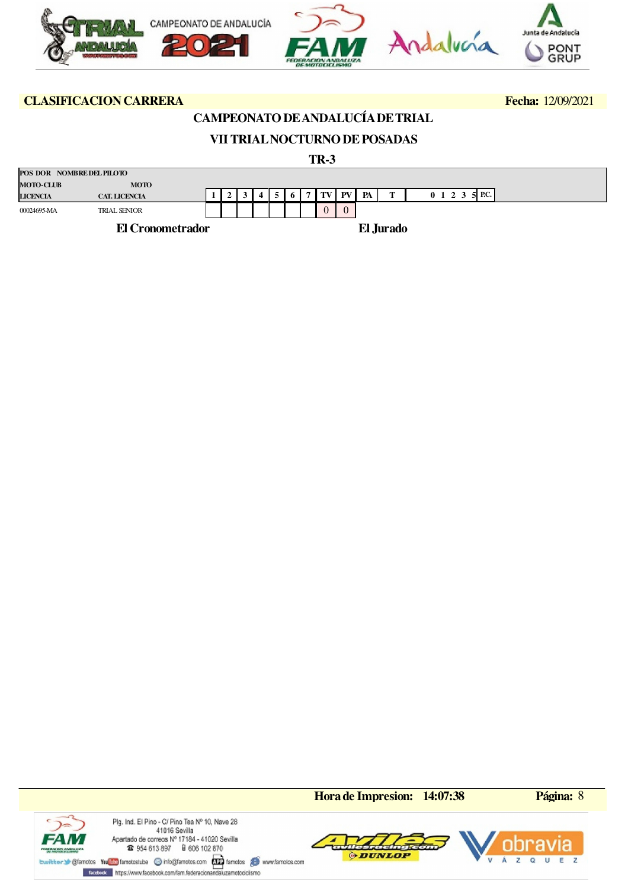**CLASIFICACION CARRERA** **Fecha:** 12/09/2021

## CAMPEONATO DE ANDALUCÍA DE TRIAL

## VII TRIAL NOCTURNO DE POSADAS

### TR-3

| POS DOR NOMBRE DEL PILOTO / MOTO-CLUB / LICENCIA | MOTO / CAT. LICENCIA | 1 | 2 | 3 | 4 | 5 | 6 | 7 | TV | PV | PA | T | 0 1 2 3 5 | P.C. |
|---|---|---|---|---|---|---|---|---|---|---|---|---|---|---|
| 00024695-MA | TRIAL SENIOR | | | | | | | | 0 | 0 | | | | |

**El Cronometrador** **El Jurado**

**Hora de Impresion:** 14:07:38

Plg. Ind. El Pino - C/ Pino Tea Nº 10, Nave 28
41016 Sevilla
Apartado de correos Nº 17184 - 41020 Sevilla
954 613 897 606 102 870
@famotos famotostube info@famotos.com famotos www.famotos.com
https://www.facebook.com/fam.federacionandaluzamotociclismo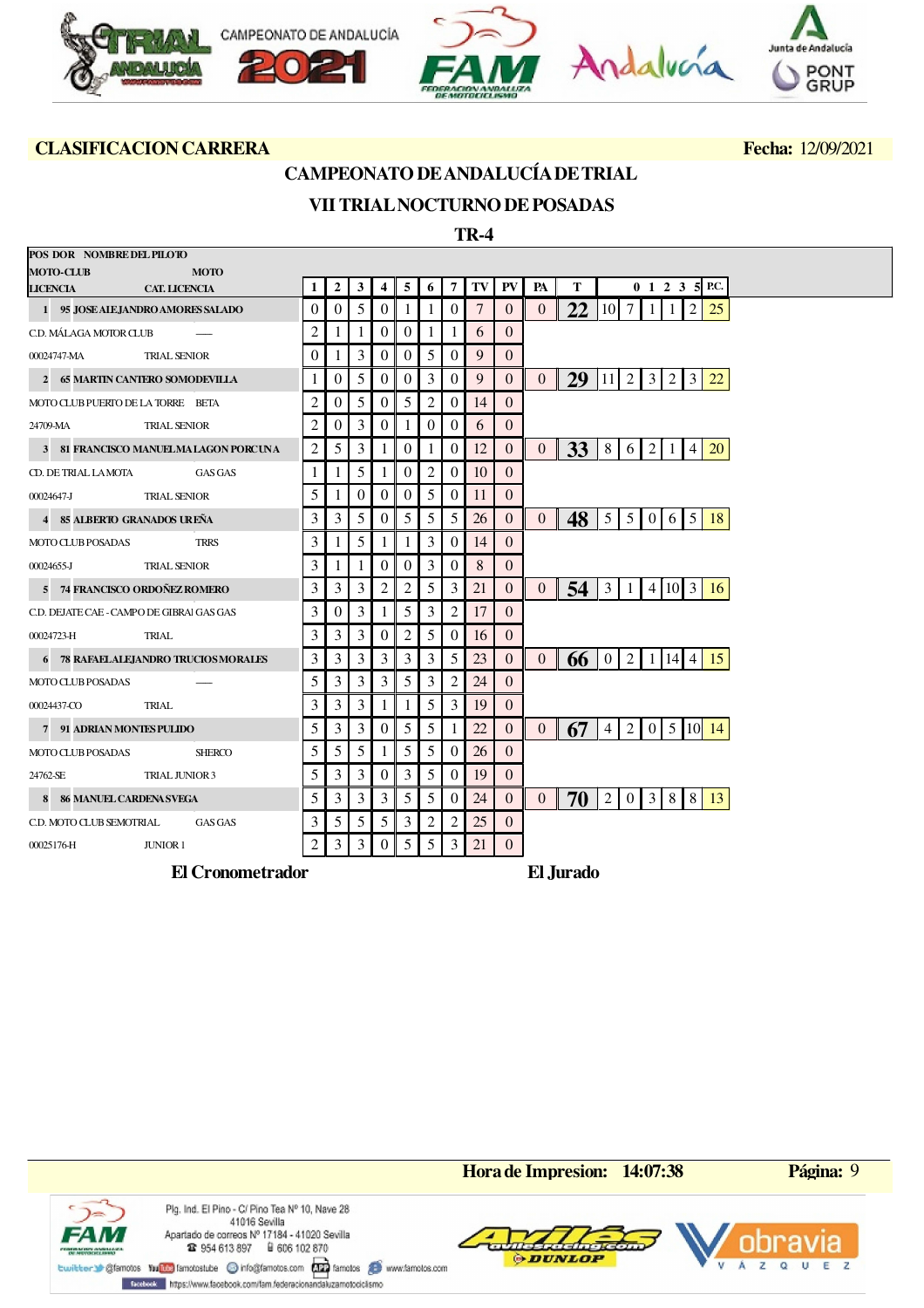**CLASIFICACION CARRERA** **Fecha:** 12/09/2021

## CAMPEONATO DE ANDALUCÍA DE TRIAL

## VII TRIAL NOCTURNO DE POSADAS

### TR-4

| POS DOR NOMBRE DEL PILOTO / MOTO-CLUB / LICENCIA | MOTO / CAT. LICENCIA | 1 | 2 | 3 | 4 | 5 | 6 | 7 | TV | PV | PA | T | 0 | 1 | 2 | 3 | 5 | P.C. |
|---|---|---|---|---|---|---|---|---|---|---|---|---|---|---|---|---|---|---|
| 1 95 JOSE ALEJANDRO AMORES SALADO | | 0 | 0 | 5 | 0 | 1 | 1 | 0 | 7 | 0 | 0 | 22 | 10 | 7 | 1 | 1 | 2 | 25 |
| C.D. MÁLAGA MOTOR CLUB | —— | 2 | 1 | 1 | 0 | 0 | 1 | 1 | 6 | 0 | | | | | | | | |
| 00024747-MA | TRIAL SENIOR | 0 | 1 | 3 | 0 | 0 | 5 | 0 | 9 | 0 | | | | | | | | |
| 2 65 MARTIN CANTERO SOMODEVILLA | | 1 | 0 | 5 | 0 | 0 | 3 | 0 | 9 | 0 | 0 | 29 | 11 | 2 | 3 | 2 | 3 | 22 |
| MOTO CLUB PUERTO DE LA TORRE | BETA | 2 | 0 | 5 | 0 | 5 | 2 | 0 | 14 | 0 | | | | | | | | |
| 24709-MA | TRIAL SENIOR | 2 | 0 | 3 | 0 | 1 | 0 | 0 | 6 | 0 | | | | | | | | |
| 3 81 FRANCISCO MANUEL MALAGON PORCUNA | | 2 | 5 | 3 | 1 | 0 | 1 | 0 | 12 | 0 | 0 | 33 | 8 | 6 | 2 | 1 | 4 | 20 |
| CD. DE TRIAL LA MOTA | GAS GAS | 1 | 1 | 5 | 1 | 0 | 2 | 0 | 10 | 0 | | | | | | | | |
| 00024647-J | TRIAL SENIOR | 5 | 1 | 0 | 0 | 0 | 5 | 0 | 11 | 0 | | | | | | | | |
| 4 85 ALBERTO GRANADOS UREÑA | | 3 | 3 | 5 | 0 | 5 | 5 | 5 | 26 | 0 | 0 | 48 | 5 | 5 | 0 | 6 | 5 | 18 |
| MOTO CLUB POSADAS | TRRS | 3 | 1 | 5 | 1 | 1 | 3 | 0 | 14 | 0 | | | | | | | | |
| 00024655-J | TRIAL SENIOR | 3 | 1 | 1 | 0 | 0 | 3 | 0 | 8 | 0 | | | | | | | | |
| 5 74 FRANCISCO ORDOÑEZ ROMERO | | 3 | 3 | 3 | 2 | 2 | 5 | 3 | 21 | 0 | 0 | 54 | 3 | 1 | 4 | 10 | 3 | 16 |
| C.D. DEJATE CAE - CAMPO DE GIBRAL | GAS GAS | 3 | 0 | 3 | 1 | 5 | 3 | 2 | 17 | 0 | | | | | | | | |
| 00024723-H | TRIAL | 3 | 3 | 3 | 0 | 2 | 5 | 0 | 16 | 0 | | | | | | | | |
| 6 78 RAFAEL ALEJANDRO TRUCIOS MORALES | | 3 | 3 | 3 | 3 | 3 | 3 | 5 | 23 | 0 | 0 | 66 | 0 | 2 | 1 | 14 | 4 | 15 |
| MOTO CLUB POSADAS | —— | 5 | 3 | 3 | 3 | 5 | 3 | 2 | 24 | 0 | | | | | | | | |
| 00024437-CO | TRIAL | 3 | 3 | 3 | 1 | 1 | 5 | 3 | 19 | 0 | | | | | | | | |
| 7 91 ADRIAN MONTES PULIDO | | 5 | 3 | 3 | 0 | 5 | 5 | 1 | 22 | 0 | 0 | 67 | 4 | 2 | 0 | 5 | 10 | 14 |
| MOTO CLUB POSADAS | SHERCO | 5 | 5 | 5 | 1 | 5 | 5 | 0 | 26 | 0 | | | | | | | | |
| 24762-SE | TRIAL JUNIOR 3 | 5 | 3 | 3 | 0 | 3 | 5 | 0 | 19 | 0 | | | | | | | | |
| 8 86 MANUEL CARDENAS VEGA | | 5 | 3 | 3 | 3 | 5 | 5 | 0 | 24 | 0 | 0 | 70 | 2 | 0 | 3 | 8 | 8 | 13 |
| C.D. MOTO CLUB SEMOTRIAL | GAS GAS | 3 | 5 | 5 | 5 | 3 | 2 | 2 | 25 | 0 | | | | | | | | |
| 00025176-H | JUNIOR 1 | 2 | 3 | 3 | 0 | 5 | 5 | 3 | 21 | 0 | | | | | | | | |

**El Cronometrador** **El Jurado**

**Hora de Impresion:** 14:07:38 **Página:** 9

Plg. Ind. El Pino - C/ Pino Tea Nº 10, Nave 28
41016 Sevilla
Apartado de correos Nº 17184 - 41020 Sevilla
954 613 897 606 102 870
@famotos famotostube info@famotos.com famotos www.famotos.com
https://www.facebook.com/fam.federacionandaluzamotociclismo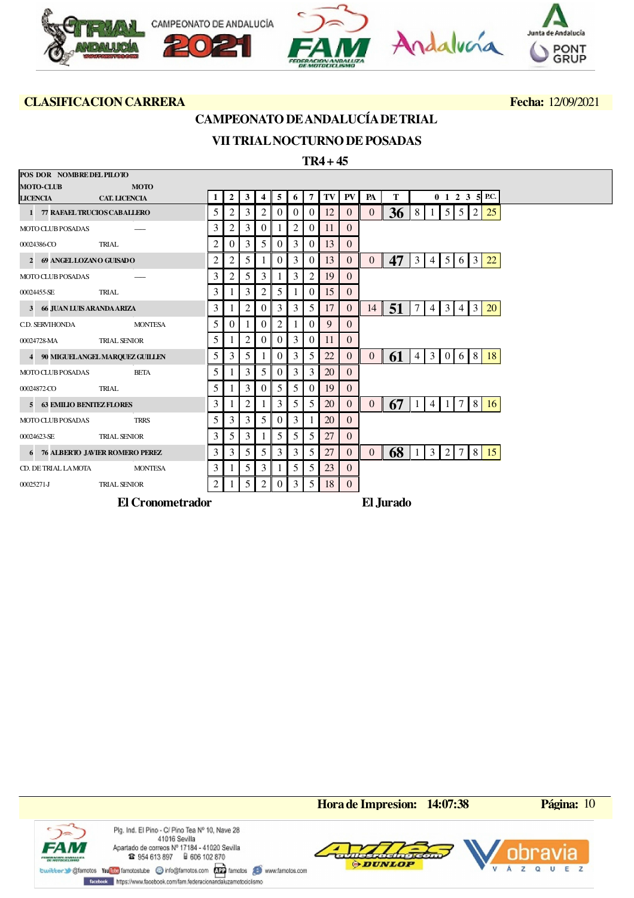CAMPEONATO DE ANDALUCÍA 2021

**CLASIFICACION CARRERA** **Fecha:** 12/09/2021

## CAMPEONATO DE ANDALUCÍA DE TRIAL

## VII TRIAL NOCTURNO DE POSADAS

### TR4 + 45

| POS DOR NOMBRE DEL PILOTO / MOTO-CLUB / LICENCIA | MOTO / CAT. LICENCIA | 1 | 2 | 3 | 4 | 5 | 6 | 7 | TV | PV | PA | T | 0 | 1 | 2 | 3 | 5 | P.C. |
|---|---|---|---|---|---|---|---|---|---|---|---|---|---|---|---|---|---|---|
| **1 77 RAFAEL TRUCIOS CABALLERO** | | 5 | 2 | 3 | 2 | 0 | 0 | 0 | 12 | 0 | 0 | **36** | 8 | 1 | 5 | 5 | 2 | 25 |
| MOTO CLUB POSADAS | —— | 3 | 2 | 3 | 0 | 1 | 2 | 0 | 11 | 0 | | | | | | | | |
| 00024386-CO | TRIAL | 2 | 0 | 3 | 5 | 0 | 3 | 0 | 13 | 0 | | | | | | | | |
| **2 69 ANGEL LOZANO GUISADO** | | 2 | 2 | 5 | 1 | 0 | 3 | 0 | 13 | 0 | 0 | **47** | 3 | 4 | 5 | 6 | 3 | 22 |
| MOTO CLUB POSADAS | —— | 3 | 2 | 5 | 3 | 1 | 3 | 2 | 19 | 0 | | | | | | | | |
| 00024455-SE | TRIAL | 3 | 1 | 3 | 2 | 5 | 1 | 0 | 15 | 0 | | | | | | | | |
| **3 66 JUAN LUIS ARANDA ARIZA** | | 3 | 1 | 2 | 0 | 3 | 3 | 5 | 17 | 0 | 14 | **51** | 7 | 4 | 3 | 4 | 3 | 20 |
| C.D. SERVIHONDA | MONTESA | 5 | 0 | 1 | 0 | 2 | 1 | 0 | 9 | 0 | | | | | | | | |
| 00024728-MA | TRIAL SENIOR | 5 | 1 | 2 | 0 | 0 | 3 | 0 | 11 | 0 | | | | | | | | |
| **4 90 MIGUEL ANGEL MARQUEZ GUILLEN** | | 5 | 3 | 5 | 1 | 0 | 3 | 5 | 22 | 0 | 0 | **61** | 4 | 3 | 0 | 6 | 8 | 18 |
| MOTO CLUB POSADAS | BETA | 5 | 1 | 3 | 5 | 0 | 3 | 3 | 20 | 0 | | | | | | | | |
| 00024872-CO | TRIAL | 5 | 1 | 3 | 0 | 5 | 5 | 0 | 19 | 0 | | | | | | | | |
| **5 63 EMILIO BENITEZ FLORES** | | 3 | 1 | 2 | 1 | 3 | 5 | 5 | 20 | 0 | 0 | **67** | 1 | 4 | 1 | 7 | 8 | 16 |
| MOTO CLUB POSADAS | TRRS | 5 | 3 | 3 | 5 | 0 | 3 | 1 | 20 | 0 | | | | | | | | |
| 00024623-SE | TRIAL SENIOR | 3 | 5 | 3 | 1 | 5 | 5 | 5 | 27 | 0 | | | | | | | | |
| **6 76 ALBERTO JAVIER ROMERO PEREZ** | | 3 | 3 | 5 | 5 | 3 | 3 | 5 | 27 | 0 | 0 | **68** | 1 | 3 | 2 | 7 | 8 | 15 |
| CD. DE TRIAL LA MOTA | MONTESA | 3 | 1 | 5 | 3 | 1 | 5 | 5 | 23 | 0 | | | | | | | | |
| 00025271-J | TRIAL SENIOR | 2 | 1 | 5 | 2 | 0 | 3 | 5 | 18 | 0 | | | | | | | | |

**El Cronometrador** **El Jurado**

**Hora de Impresion:** 14:07:38

Plg. Ind. El Pino - C/ Pino Tea Nº 10, Nave 28
41016 Sevilla
Apartado de correos Nº 17184 - 41020 Sevilla
954 613 897 606 102 870
@famotos famotostube info@famotos.com famotos www.famotos.com
https://www.facebook.com/fam.federacionandaluzamotociclismo